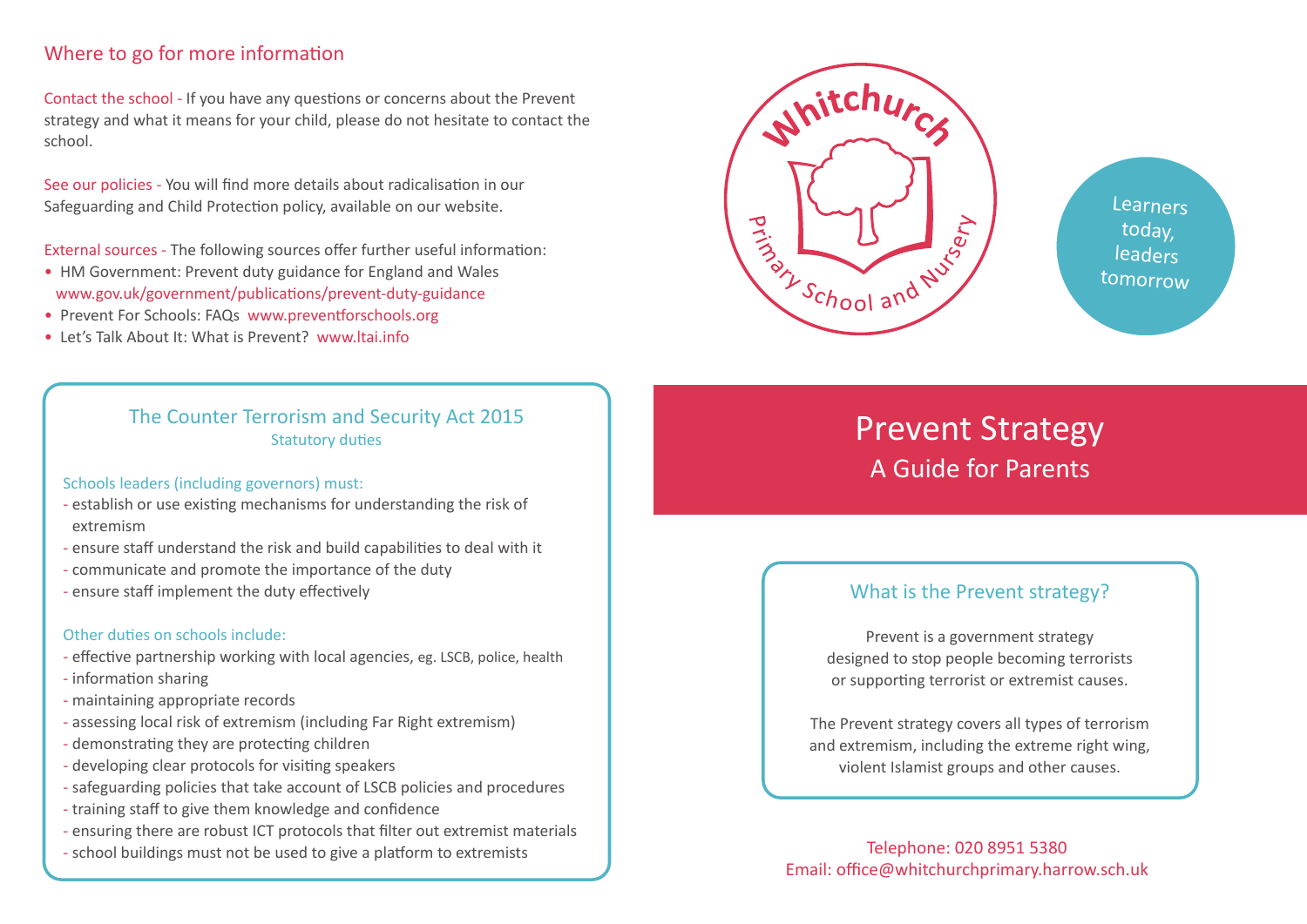## Where to go for more information

Contact the school - If you have any questions or concerns about the Prevent strategy and what it means for your child, please do not hesitate to contact the school.

See our policies - You will find more details about radicalisation in our Safeguarding and Child Protection policy, available on our website.

External sources - The following sources offer further useful information:

- HM Government: Prevent duty guidance for England and Wales www.gov.uk/government/publications/prevent-duty-guidance
- Prevent For Schools: FAQs www.preventforschools.org
- Let's Talk About It: What is Prevent? www.ltai.info

### The Counter Terrorism and Security Act 2015

Statutory duties

Schools leaders (including governors) must:

- establish or use existing mechanisms for understanding the risk of extremism
- ensure staff understand the risk and build capabilities to deal with it
- communicate and promote the importance of the duty
- ensure staff implement the duty effectively

Other duties on schools include:

- effective partnership working with local agencies, eg. LSCB, police, health
- information sharing
- maintaining appropriate records
- assessing local risk of extremism (including Far Right extremism)
- demonstrating they are protecting children
- developing clear protocols for visiting speakers
- safeguarding policies that take account of LSCB policies and procedures
- training staff to give them knowledge and confidence
- ensuring there are robust ICT protocols that filter out extremist materials
- school buildings must not be used to give a platform to extremists

Whitchurch Primary School and Nursery

Learners today, leaders tomorrow

# Prevent Strategy

## A Guide for Parents

### What is the Prevent strategy?

Prevent is a government strategy designed to stop people becoming terrorists or supporting terrorist or extremist causes.

The Prevent strategy covers all types of terrorism and extremism, including the extreme right wing, violent Islamist groups and other causes.

Telephone: 020 8951 5380
Email: office@whitchurchprimary.harrow.sch.uk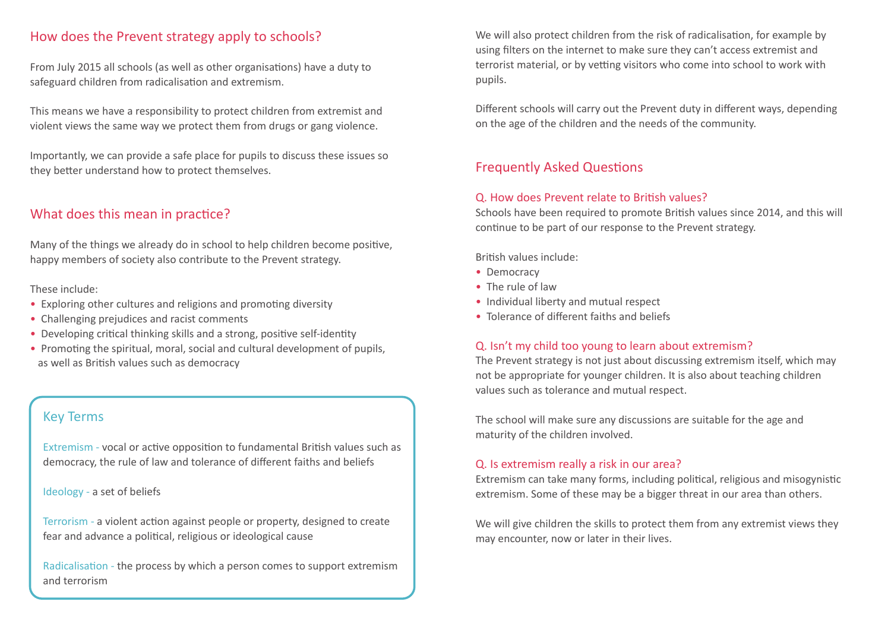## How does the Prevent strategy apply to schools?

From July 2015 all schools (as well as other organisations) have a duty to safeguard children from radicalisation and extremism.

This means we have a responsibility to protect children from extremist and violent views the same way we protect them from drugs or gang violence.

Importantly, we can provide a safe place for pupils to discuss these issues so they better understand how to protect themselves.

## What does this mean in practice?

Many of the things we already do in school to help children become positive, happy members of society also contribute to the Prevent strategy.

These include:

- Exploring other cultures and religions and promoting diversity
- Challenging prejudices and racist comments
- Developing critical thinking skills and a strong, positive self-identity
- Promoting the spiritual, moral, social and cultural development of pupils, as well as British values such as democracy

### Key Terms

**Extremism** - vocal or active opposition to fundamental British values such as democracy, the rule of law and tolerance of different faiths and beliefs

**Ideology** - a set of beliefs

**Terrorism** - a violent action against people or property, designed to create fear and advance a political, religious or ideological cause

**Radicalisation** - the process by which a person comes to support extremism and terrorism

We will also protect children from the risk of radicalisation, for example by using filters on the internet to make sure they can't access extremist and terrorist material, or by vetting visitors who come into school to work with pupils.

Different schools will carry out the Prevent duty in different ways, depending on the age of the children and the needs of the community.

## Frequently Asked Questions

### Q. How does Prevent relate to British values?

Schools have been required to promote British values since 2014, and this will continue to be part of our response to the Prevent strategy.

British values include:

- Democracy
- The rule of law
- Individual liberty and mutual respect
- Tolerance of different faiths and beliefs

### Q. Isn't my child too young to learn about extremism?

The Prevent strategy is not just about discussing extremism itself, which may not be appropriate for younger children. It is also about teaching children values such as tolerance and mutual respect.

The school will make sure any discussions are suitable for the age and maturity of the children involved.

### Q. Is extremism really a risk in our area?

Extremism can take many forms, including political, religious and misogynistic extremism. Some of these may be a bigger threat in our area than others.

We will give children the skills to protect them from any extremist views they may encounter, now or later in their lives.